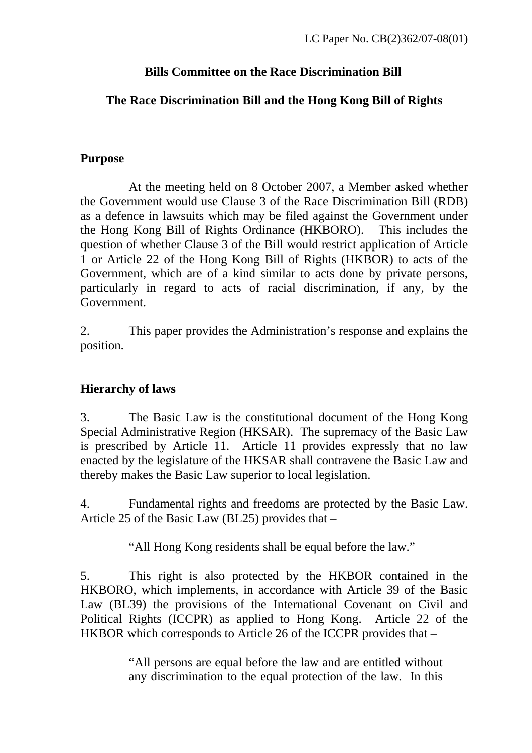LC Paper No. CB(2)362/07-08(01)

**Bills Committee on the Race Discrimination Bill**

**The Race Discrimination Bill and the Hong Kong Bill of Rights**

## Purpose

At the meeting held on 8 October 2007, a Member asked whether the Government would use Clause 3 of the Race Discrimination Bill (RDB) as a defence in lawsuits which may be filed against the Government under the Hong Kong Bill of Rights Ordinance (HKBORO). This includes the question of whether Clause 3 of the Bill would restrict application of Article 1 or Article 22 of the Hong Kong Bill of Rights (HKBOR) to acts of the Government, which are of a kind similar to acts done by private persons, particularly in regard to acts of racial discrimination, if any, by the Government.

2. This paper provides the Administration's response and explains the position.

## Hierarchy of laws

3. The Basic Law is the constitutional document of the Hong Kong Special Administrative Region (HKSAR). The supremacy of the Basic Law is prescribed by Article 11. Article 11 provides expressly that no law enacted by the legislature of the HKSAR shall contravene the Basic Law and thereby makes the Basic Law superior to local legislation.

4. Fundamental rights and freedoms are protected by the Basic Law. Article 25 of the Basic Law (BL25) provides that –

> "All Hong Kong residents shall be equal before the law."

5. This right is also protected by the HKBOR contained in the HKBORO, which implements, in accordance with Article 39 of the Basic Law (BL39) the provisions of the International Covenant on Civil and Political Rights (ICCPR) as applied to Hong Kong. Article 22 of the HKBOR which corresponds to Article 26 of the ICCPR provides that –

> "All persons are equal before the law and are entitled without any discrimination to the equal protection of the law. In this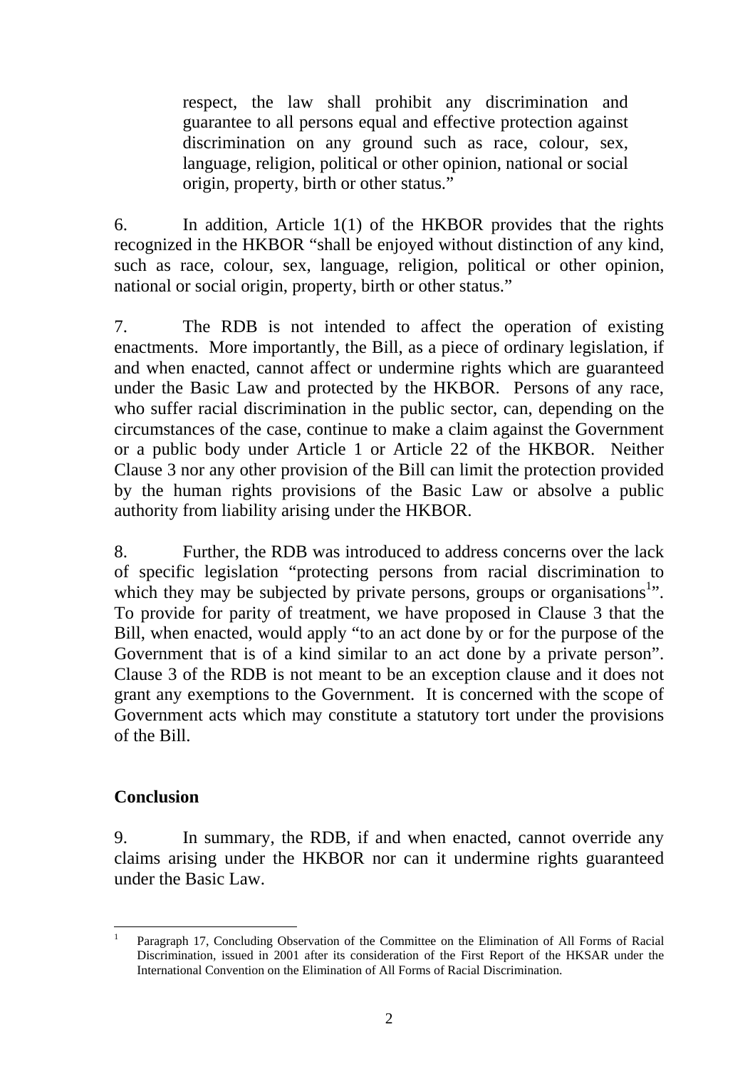> respect, the law shall prohibit any discrimination and guarantee to all persons equal and effective protection against discrimination on any ground such as race, colour, sex, language, religion, political or other opinion, national or social origin, property, birth or other status."

6. In addition, Article 1(1) of the HKBOR provides that the rights recognized in the HKBOR "shall be enjoyed without distinction of any kind, such as race, colour, sex, language, religion, political or other opinion, national or social origin, property, birth or other status."

7. The RDB is not intended to affect the operation of existing enactments. More importantly, the Bill, as a piece of ordinary legislation, if and when enacted, cannot affect or undermine rights which are guaranteed under the Basic Law and protected by the HKBOR. Persons of any race, who suffer racial discrimination in the public sector, can, depending on the circumstances of the case, continue to make a claim against the Government or a public body under Article 1 or Article 22 of the HKBOR. Neither Clause 3 nor any other provision of the Bill can limit the protection provided by the human rights provisions of the Basic Law or absolve a public authority from liability arising under the HKBOR.

8. Further, the RDB was introduced to address concerns over the lack of specific legislation "protecting persons from racial discrimination to which they may be subjected by private persons, groups or organisations[1]". To provide for parity of treatment, we have proposed in Clause 3 that the Bill, when enacted, would apply "to an act done by or for the purpose of the Government that is of a kind similar to an act done by a private person". Clause 3 of the RDB is not meant to be an exception clause and it does not grant any exemptions to the Government. It is concerned with the scope of Government acts which may constitute a statutory tort under the provisions of the Bill.

## Conclusion

9. In summary, the RDB, if and when enacted, cannot override any claims arising under the HKBOR nor can it undermine rights guaranteed under the Basic Law.

---

[1] Paragraph 17, Concluding Observation of the Committee on the Elimination of All Forms of Racial Discrimination, issued in 2001 after its consideration of the First Report of the HKSAR under the International Convention on the Elimination of All Forms of Racial Discrimination.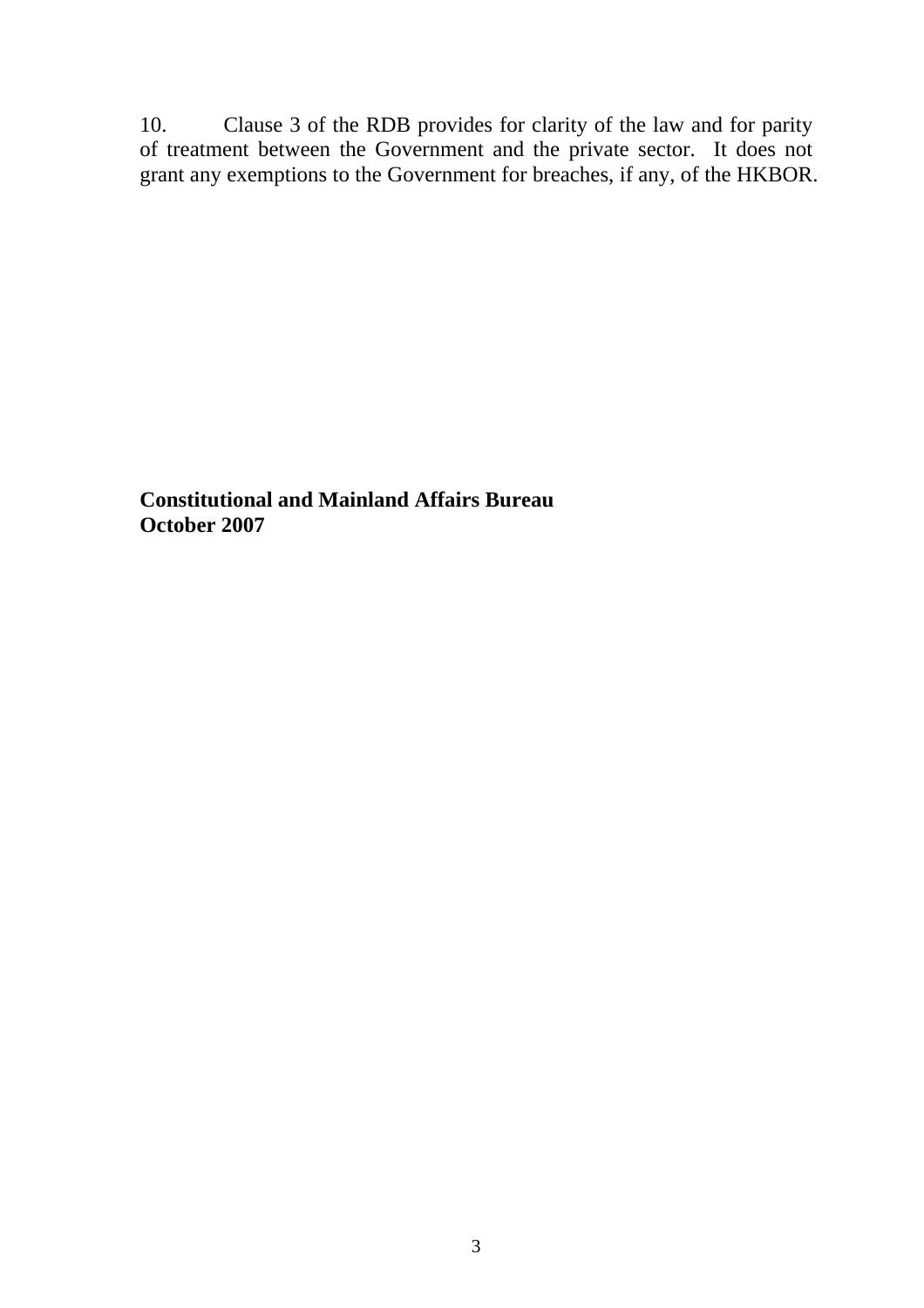10. Clause 3 of the RDB provides for clarity of the law and for parity of treatment between the Government and the private sector. It does not grant any exemptions to the Government for breaches, if any, of the HKBOR.

**Constitutional and Mainland Affairs Bureau**
**October 2007**